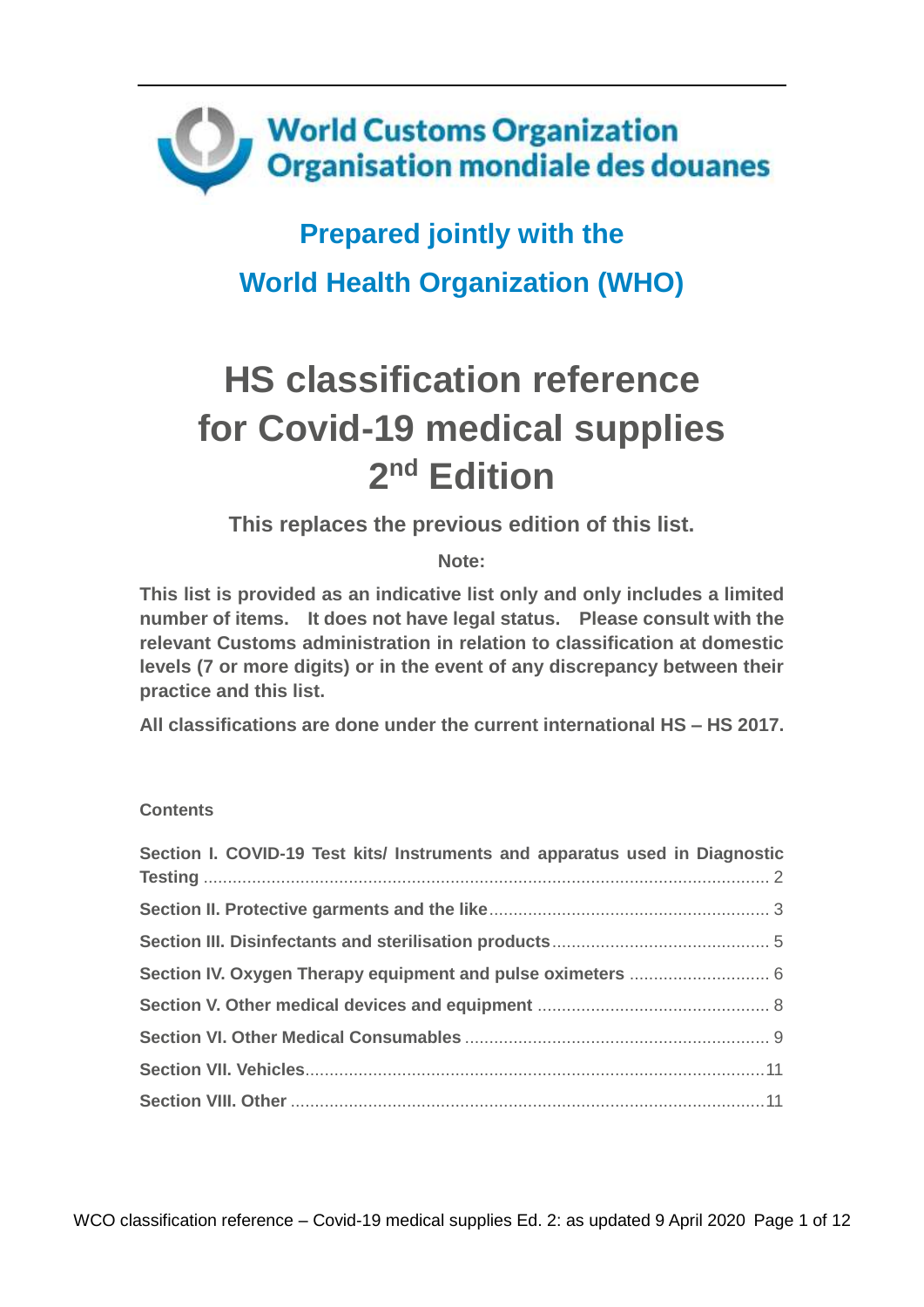World Customs Organization
Organisation mondiale des douanes

## Prepared jointly with the World Health Organization (WHO)

# HS classification reference for Covid-19 medical supplies 2nd Edition

**This replaces the previous edition of this list.**

**Note:**

**This list is provided as an indicative list only and only includes a limited number of items. It does not have legal status. Please consult with the relevant Customs administration in relation to classification at domestic levels (7 or more digits) or in the event of any discrepancy between their practice and this list.**

**All classifications are done under the current international HS – HS 2017.**

**Contents**

- **Section I. COVID-19 Test kits/ Instruments and apparatus used in Diagnostic Testing** .......... 2
- **Section II. Protective garments and the like** .......... 3
- **Section III. Disinfectants and sterilisation products** .......... 5
- **Section IV. Oxygen Therapy equipment and pulse oximeters** .......... 6
- **Section V. Other medical devices and equipment** .......... 8
- **Section VI. Other Medical Consumables** .......... 9
- **Section VII. Vehicles** .......... 11
- **Section VIII. Other** .......... 11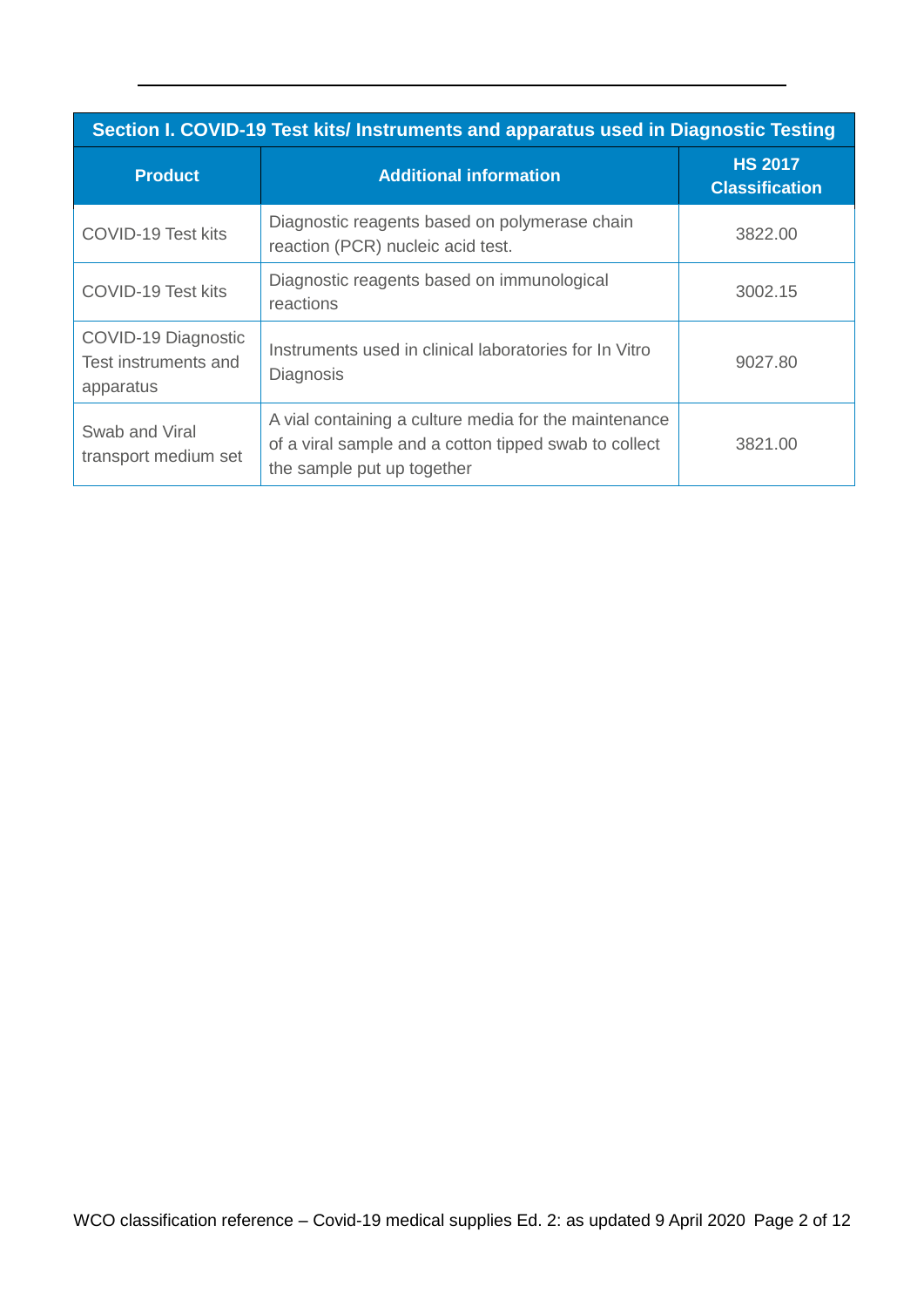| Section I. COVID-19 Test kits/ Instruments and apparatus used in Diagnostic Testing | | |
|---|---|---|
| **Product** | **Additional information** | **HS 2017 Classification** |
| COVID-19 Test kits | Diagnostic reagents based on polymerase chain reaction (PCR) nucleic acid test. | 3822.00 |
| COVID-19 Test kits | Diagnostic reagents based on immunological reactions | 3002.15 |
| COVID-19 Diagnostic Test instruments and apparatus | Instruments used in clinical laboratories for In Vitro Diagnosis | 9027.80 |
| Swab and Viral transport medium set | A vial containing a culture media for the maintenance of a viral sample and a cotton tipped swab to collect the sample put up together | 3821.00 |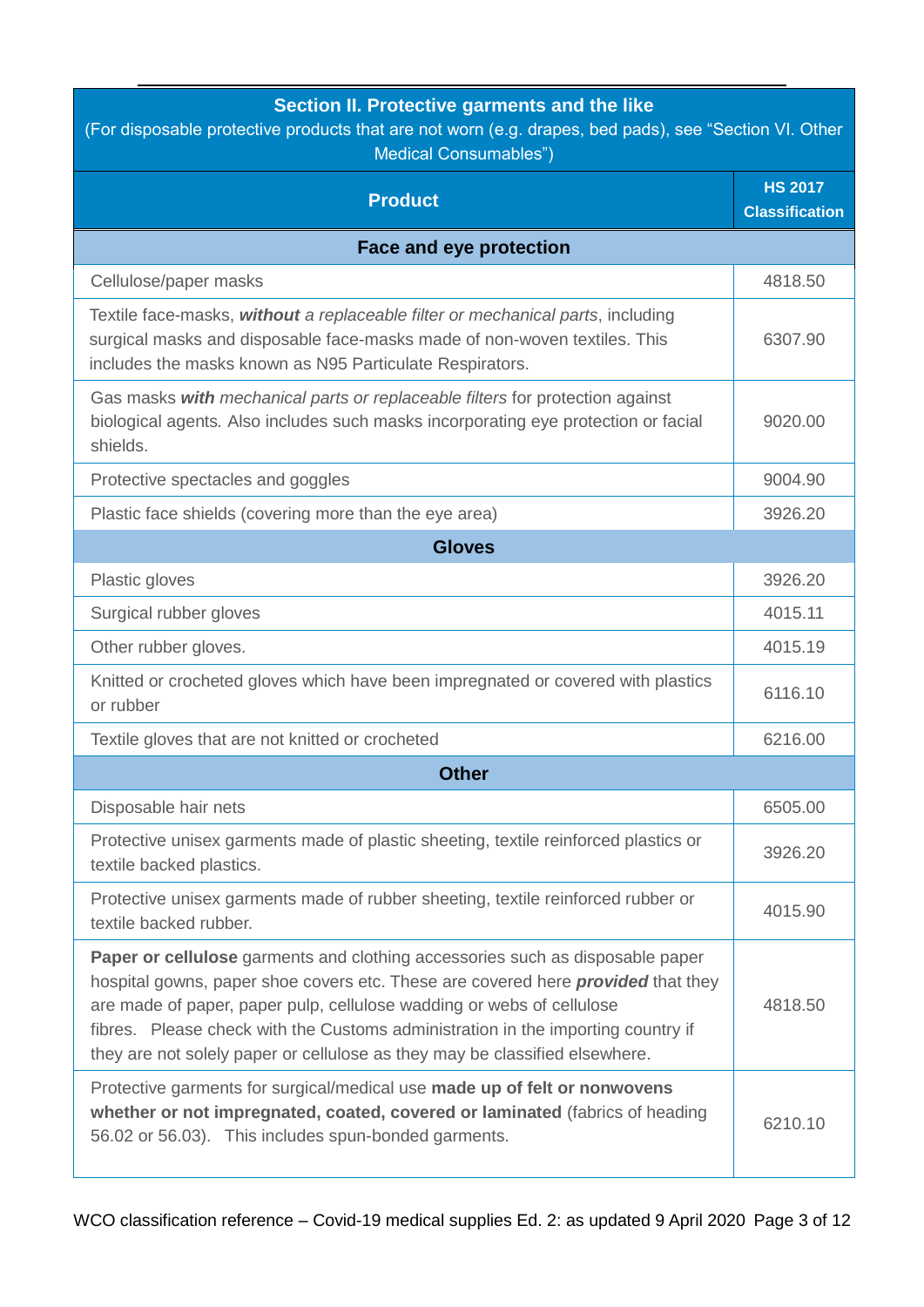| **Section II. Protective garments and the like**<br>(For disposable protective products that are not worn (e.g. drapes, bed pads), see "Section VI. Other Medical Consumables") | |
|---|---|
| **Product** | **HS 2017 Classification** |
| **Face and eye protection** | |
| Cellulose/paper masks | 4818.50 |
| Textile face-masks, ***without*** *a replaceable filter or mechanical parts*, including surgical masks and disposable face-masks made of non-woven textiles. This includes the masks known as N95 Particulate Respirators. | 6307.90 |
| Gas masks ***with*** *mechanical parts or replaceable filters* for protection against biological agents. Also includes such masks incorporating eye protection or facial shields. | 9020.00 |
| Protective spectacles and goggles | 9004.90 |
| Plastic face shields (covering more than the eye area) | 3926.20 |
| **Gloves** | |
| Plastic gloves | 3926.20 |
| Surgical rubber gloves | 4015.11 |
| Other rubber gloves. | 4015.19 |
| Knitted or crocheted gloves which have been impregnated or covered with plastics or rubber | 6116.10 |
| Textile gloves that are not knitted or crocheted | 6216.00 |
| **Other** | |
| Disposable hair nets | 6505.00 |
| Protective unisex garments made of plastic sheeting, textile reinforced plastics or textile backed plastics. | 3926.20 |
| Protective unisex garments made of rubber sheeting, textile reinforced rubber or textile backed rubber. | 4015.90 |
| **Paper or cellulose** garments and clothing accessories such as disposable paper hospital gowns, paper shoe covers etc. These are covered here ***provided*** that they are made of paper, paper pulp, cellulose wadding or webs of cellulose fibres. Please check with the Customs administration in the importing country if they are not solely paper or cellulose as they may be classified elsewhere. | 4818.50 |
| Protective garments for surgical/medical use **made up of felt or nonwovens whether or not impregnated, coated, covered or laminated** (fabrics of heading 56.02 or 56.03). This includes spun-bonded garments. | 6210.10 |

WCO classification reference – Covid-19 medical supplies Ed. 2: as updated 9 April 2020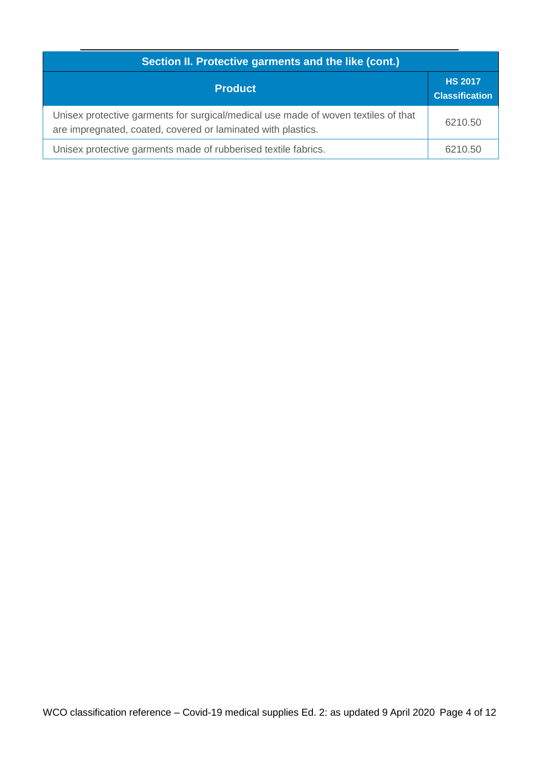| Section II. Protective garments and the like (cont.) | |
|---|---|
| **Product** | **HS 2017 Classification** |
| Unisex protective garments for surgical/medical use made of woven textiles of that are impregnated, coated, covered or laminated with plastics. | 6210.50 |
| Unisex protective garments made of rubberised textile fabrics. | 6210.50 |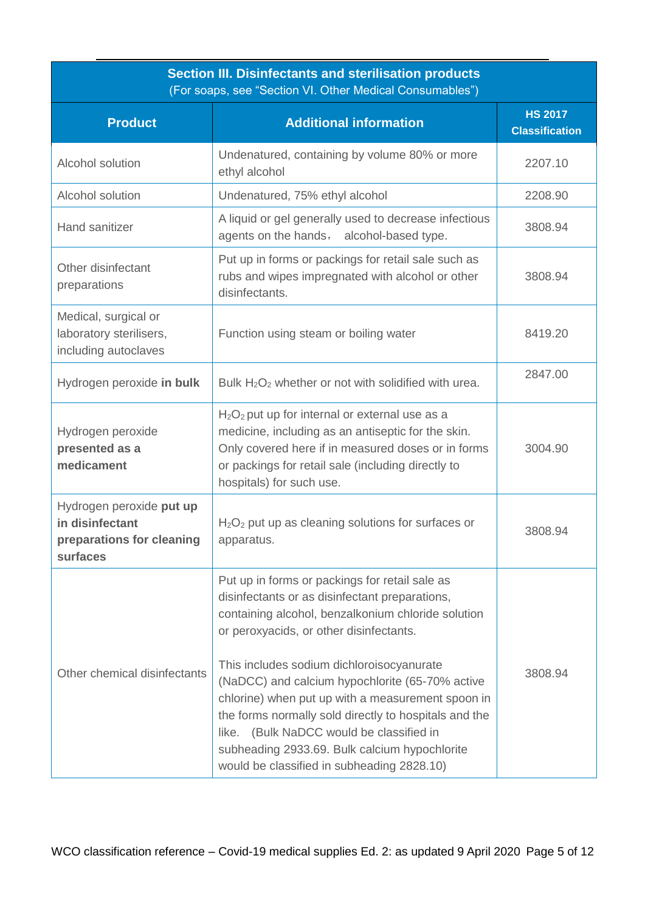| **Section III. Disinfectants and sterilisation products**<br>(For soaps, see "Section VI. Other Medical Consumables") | | |
|---|---|---|
| **Product** | **Additional information** | **HS 2017 Classification** |
| Alcohol solution | Undenatured, containing by volume 80% or more ethyl alcohol | 2207.10 |
| Alcohol solution | Undenatured, 75% ethyl alcohol | 2208.90 |
| Hand sanitizer | A liquid or gel generally used to decrease infectious agents on the hands， alcohol-based type. | 3808.94 |
| Other disinfectant preparations | Put up in forms or packings for retail sale such as rubs and wipes impregnated with alcohol or other disinfectants. | 3808.94 |
| Medical, surgical or laboratory sterilisers, including autoclaves | Function using steam or boiling water | 8419.20 |
| Hydrogen peroxide **in bulk** | Bulk $H_2O_2$ whether or not with solidified with urea. | 2847.00 |
| Hydrogen peroxide **presented as a medicament** | $H_2O_2$ put up for internal or external use as a medicine, including as an antiseptic for the skin. Only covered here if in measured doses or in forms or packings for retail sale (including directly to hospitals) for such use. | 3004.90 |
| Hydrogen peroxide **put up in disinfectant preparations for cleaning surfaces** | $H_2O_2$ put up as cleaning solutions for surfaces or apparatus. | 3808.94 |
| Other chemical disinfectants | Put up in forms or packings for retail sale as disinfectants or as disinfectant preparations, containing alcohol, benzalkonium chloride solution or peroxyacids, or other disinfectants.<br><br>This includes sodium dichloroisocyanurate (NaDCC) and calcium hypochlorite (65-70% active chlorine) when put up with a measurement spoon in the forms normally sold directly to hospitals and the like. (Bulk NaDCC would be classified in subheading 2933.69. Bulk calcium hypochlorite would be classified in subheading 2828.10) | 3808.94 |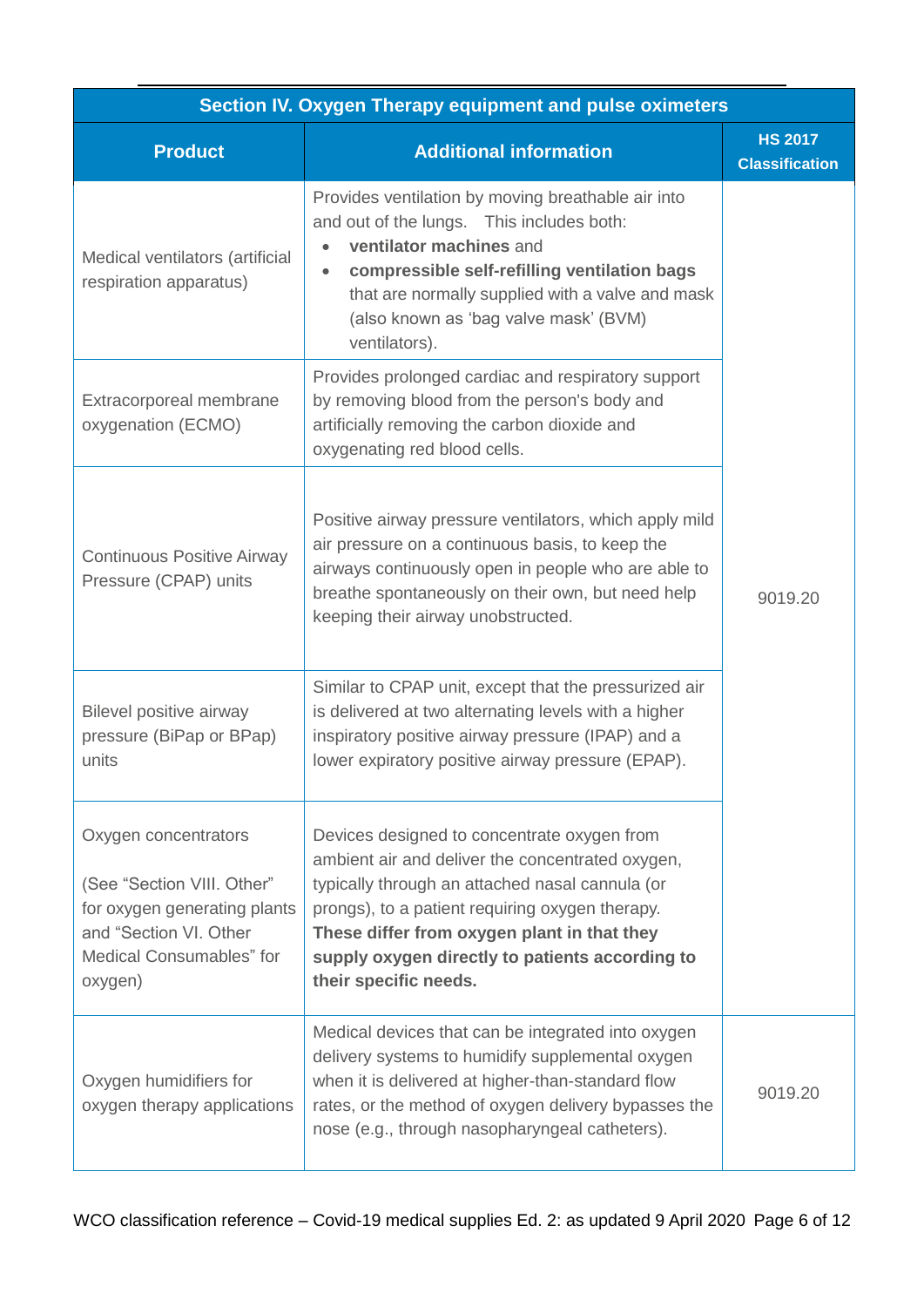| Section IV. Oxygen Therapy equipment and pulse oximeters | | |
|---|---|---|
| **Product** | **Additional information** | **HS 2017 Classification** |
| Medical ventilators (artificial respiration apparatus) | Provides ventilation by moving breathable air into and out of the lungs. This includes both:<br>• **ventilator machines** and<br>• **compressible self-refilling ventilation bags** that are normally supplied with a valve and mask (also known as 'bag valve mask' (BVM) ventilators). | 9019.20 |
| Extracorporeal membrane oxygenation (ECMO) | Provides prolonged cardiac and respiratory support by removing blood from the person's body and artificially removing the carbon dioxide and oxygenating red blood cells. | |
| Continuous Positive Airway Pressure (CPAP) units | Positive airway pressure ventilators, which apply mild air pressure on a continuous basis, to keep the airways continuously open in people who are able to breathe spontaneously on their own, but need help keeping their airway unobstructed. | |
| Bilevel positive airway pressure (BiPap or BPap) units | Similar to CPAP unit, except that the pressurized air is delivered at two alternating levels with a higher inspiratory positive airway pressure (IPAP) and a lower expiratory positive airway pressure (EPAP). | |
| Oxygen concentrators<br><br>(See "Section VIII. Other" for oxygen generating plants and "Section VI. Other Medical Consumables" for oxygen) | Devices designed to concentrate oxygen from ambient air and deliver the concentrated oxygen, typically through an attached nasal cannula (or prongs), to a patient requiring oxygen therapy. **These differ from oxygen plant in that they supply oxygen directly to patients according to their specific needs.** | |
| Oxygen humidifiers for oxygen therapy applications | Medical devices that can be integrated into oxygen delivery systems to humidify supplemental oxygen when it is delivered at higher-than-standard flow rates, or the method of oxygen delivery bypasses the nose (e.g., through nasopharyngeal catheters). | 9019.20 |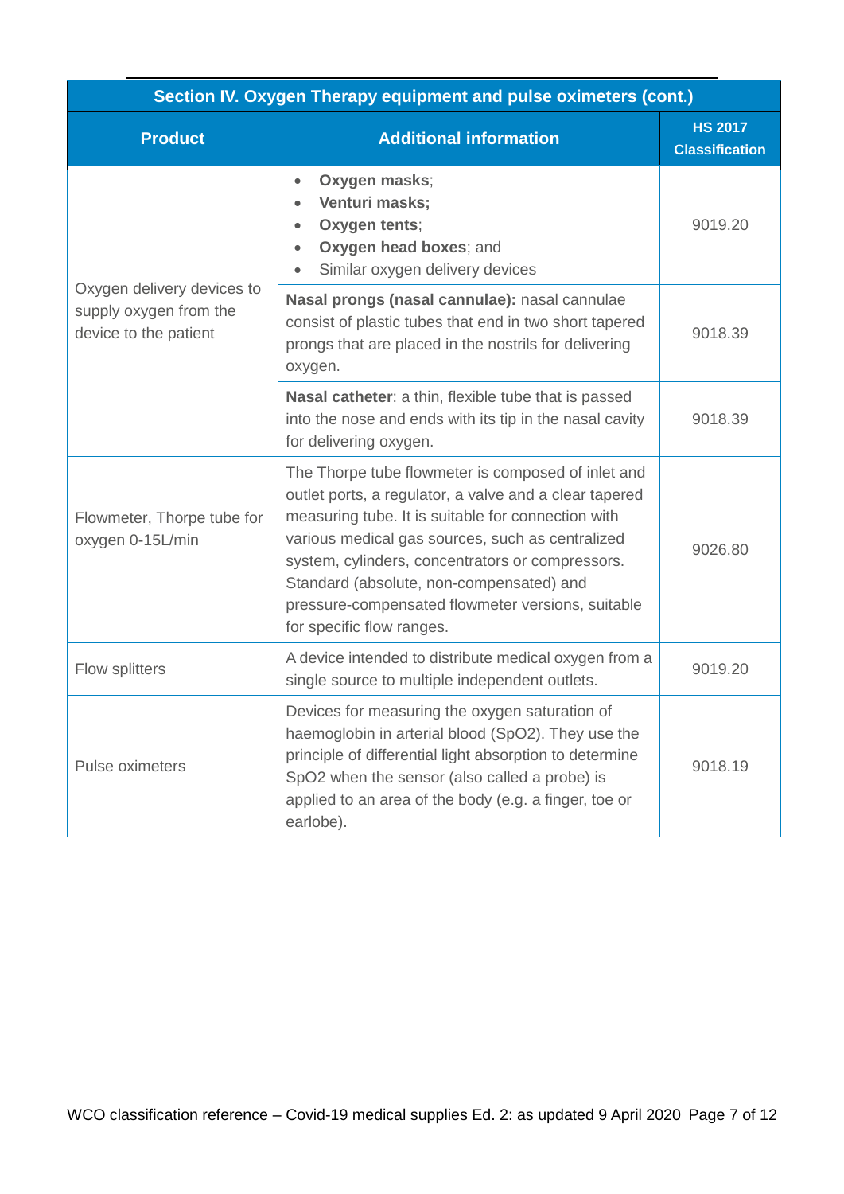| Section IV. Oxygen Therapy equipment and pulse oximeters (cont.) | | |
|---|---|---|
| **Product** | **Additional information** | **HS 2017 Classification** |
| Oxygen delivery devices to supply oxygen from the device to the patient | • **Oxygen masks**; <br>• **Venturi masks;** <br>• **Oxygen tents**; <br>• **Oxygen head boxes**; and <br>• Similar oxygen delivery devices | 9019.20 |
| | **Nasal prongs (nasal cannulae):** nasal cannulae consist of plastic tubes that end in two short tapered prongs that are placed in the nostrils for delivering oxygen. | 9018.39 |
| | **Nasal catheter**: a thin, flexible tube that is passed into the nose and ends with its tip in the nasal cavity for delivering oxygen. | 9018.39 |
| Flowmeter, Thorpe tube for oxygen 0-15L/min | The Thorpe tube flowmeter is composed of inlet and outlet ports, a regulator, a valve and a clear tapered measuring tube. It is suitable for connection with various medical gas sources, such as centralized system, cylinders, concentrators or compressors. Standard (absolute, non-compensated) and pressure-compensated flowmeter versions, suitable for specific flow ranges. | 9026.80 |
| Flow splitters | A device intended to distribute medical oxygen from a single source to multiple independent outlets. | 9019.20 |
| Pulse oximeters | Devices for measuring the oxygen saturation of haemoglobin in arterial blood (SpO2). They use the principle of differential light absorption to determine SpO2 when the sensor (also called a probe) is applied to an area of the body (e.g. a finger, toe or earlobe). | 9018.19 |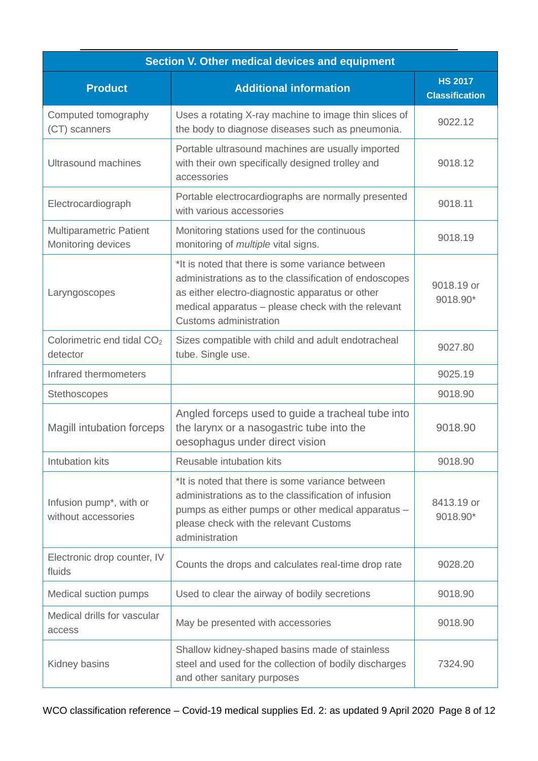| Section V. Other medical devices and equipment | | |
|---|---|---|
| **Product** | **Additional information** | **HS 2017 Classification** |
| Computed tomography (CT) scanners | Uses a rotating X-ray machine to image thin slices of the body to diagnose diseases such as pneumonia. | 9022.12 |
| Ultrasound machines | Portable ultrasound machines are usually imported with their own specifically designed trolley and accessories | 9018.12 |
| Electrocardiograph | Portable electrocardiographs are normally presented with various accessories | 9018.11 |
| Multiparametric Patient Monitoring devices | Monitoring stations used for the continuous monitoring of *multiple* vital signs. | 9018.19 |
| Laryngoscopes | *It is noted that there is some variance between administrations as to the classification of endoscopes as either electro-diagnostic apparatus or other medical apparatus – please check with the relevant Customs administration | 9018.19 or 9018.90* |
| Colorimetric end tidal $CO_2$ detector | Sizes compatible with child and adult endotracheal tube. Single use. | 9027.80 |
| Infrared thermometers | | 9025.19 |
| Stethoscopes | | 9018.90 |
| Magill intubation forceps | Angled forceps used to guide a tracheal tube into the larynx or a nasogastric tube into the oesophagus under direct vision | 9018.90 |
| Intubation kits | Reusable intubation kits | 9018.90 |
| Infusion pump*, with or without accessories | *It is noted that there is some variance between administrations as to the classification of infusion pumps as either pumps or other medical apparatus – please check with the relevant Customs administration | 8413.19 or 9018.90* |
| Electronic drop counter, IV fluids | Counts the drops and calculates real-time drop rate | 9028.20 |
| Medical suction pumps | Used to clear the airway of bodily secretions | 9018.90 |
| Medical drills for vascular access | May be presented with accessories | 9018.90 |
| Kidney basins | Shallow kidney-shaped basins made of stainless steel and used for the collection of bodily discharges and other sanitary purposes | 7324.90 |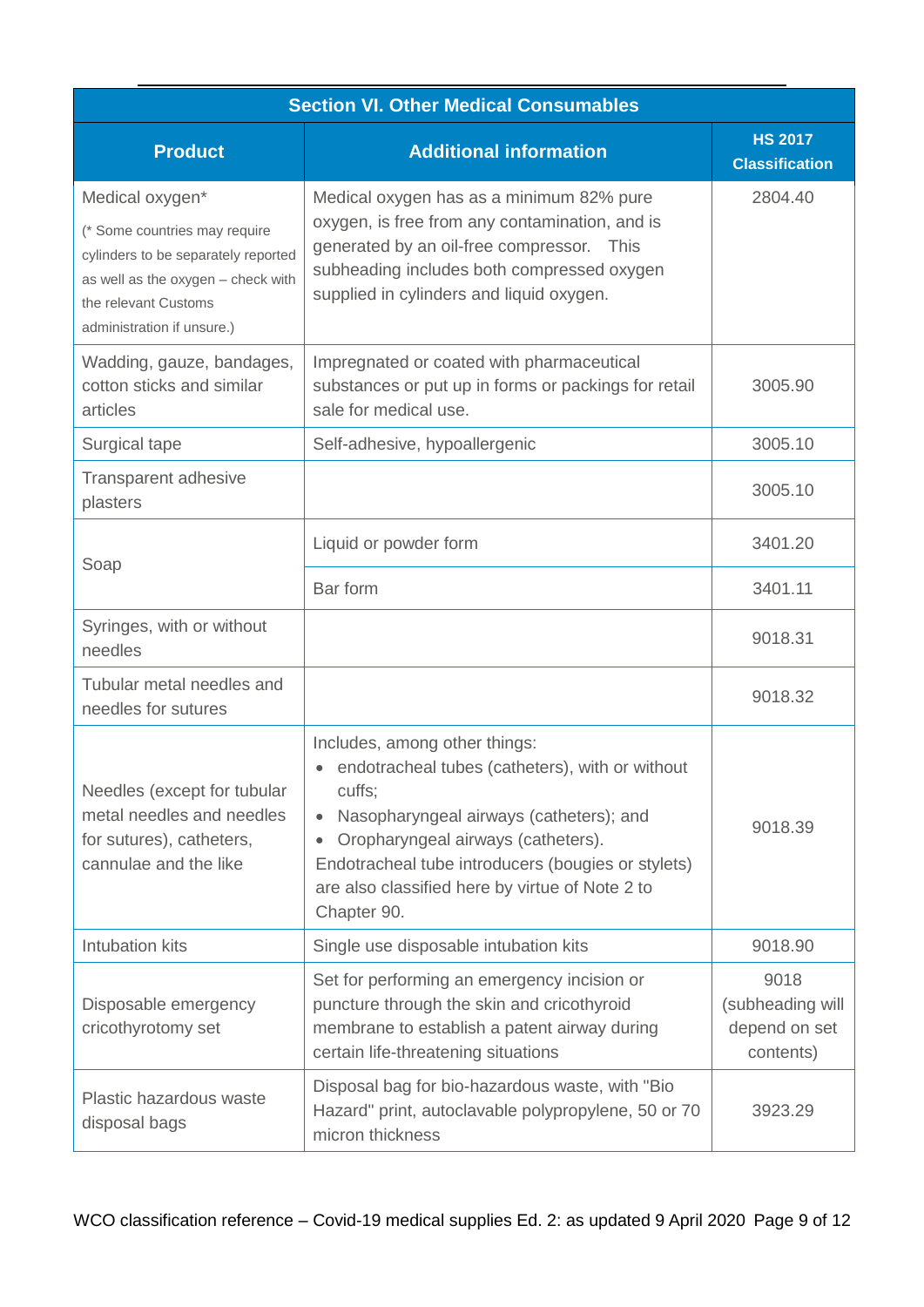| Section VI. Other Medical Consumables | | |
|---|---|---|
| **Product** | **Additional information** | **HS 2017 Classification** |
| Medical oxygen* (* Some countries may require cylinders to be separately reported as well as the oxygen – check with the relevant Customs administration if unsure.) | Medical oxygen has as a minimum 82% pure oxygen, is free from any contamination, and is generated by an oil-free compressor. This subheading includes both compressed oxygen supplied in cylinders and liquid oxygen. | 2804.40 |
| Wadding, gauze, bandages, cotton sticks and similar articles | Impregnated or coated with pharmaceutical substances or put up in forms or packings for retail sale for medical use. | 3005.90 |
| Surgical tape | Self-adhesive, hypoallergenic | 3005.10 |
| Transparent adhesive plasters | | 3005.10 |
| Soap | Liquid or powder form | 3401.20 |
| | Bar form | 3401.11 |
| Syringes, with or without needles | | 9018.31 |
| Tubular metal needles and needles for sutures | | 9018.32 |
| Needles (except for tubular metal needles and needles for sutures), catheters, cannulae and the like | Includes, among other things: • endotracheal tubes (catheters), with or without cuffs; • Nasopharyngeal airways (catheters); and • Oropharyngeal airways (catheters). Endotracheal tube introducers (bougies or stylets) are also classified here by virtue of Note 2 to Chapter 90. | 9018.39 |
| Intubation kits | Single use disposable intubation kits | 9018.90 |
| Disposable emergency cricothyrotomy set | Set for performing an emergency incision or puncture through the skin and cricothyroid membrane to establish a patent airway during certain life-threatening situations | 9018 (subheading will depend on set contents) |
| Plastic hazardous waste disposal bags | Disposal bag for bio-hazardous waste, with "Bio Hazard" print, autoclavable polypropylene, 50 or 70 micron thickness | 3923.29 |

WCO classification reference – Covid-19 medical supplies Ed. 2: as updated 9 April 2020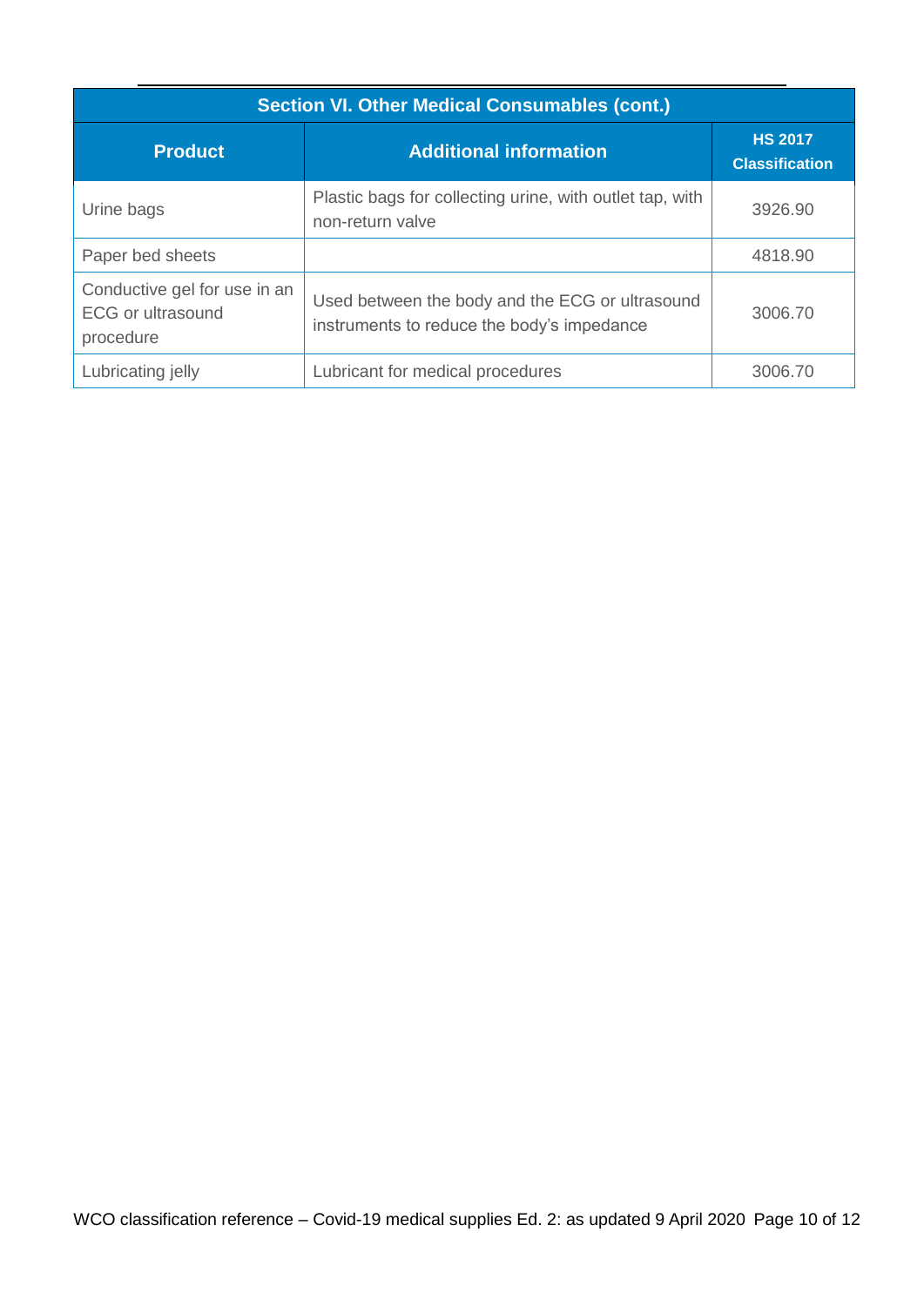| Section VI. Other Medical Consumables (cont.) | | |
|---|---|---|
| **Product** | **Additional information** | **HS 2017 Classification** |
| Urine bags | Plastic bags for collecting urine, with outlet tap, with non-return valve | 3926.90 |
| Paper bed sheets | | 4818.90 |
| Conductive gel for use in an ECG or ultrasound procedure | Used between the body and the ECG or ultrasound instruments to reduce the body's impedance | 3006.70 |
| Lubricating jelly | Lubricant for medical procedures | 3006.70 |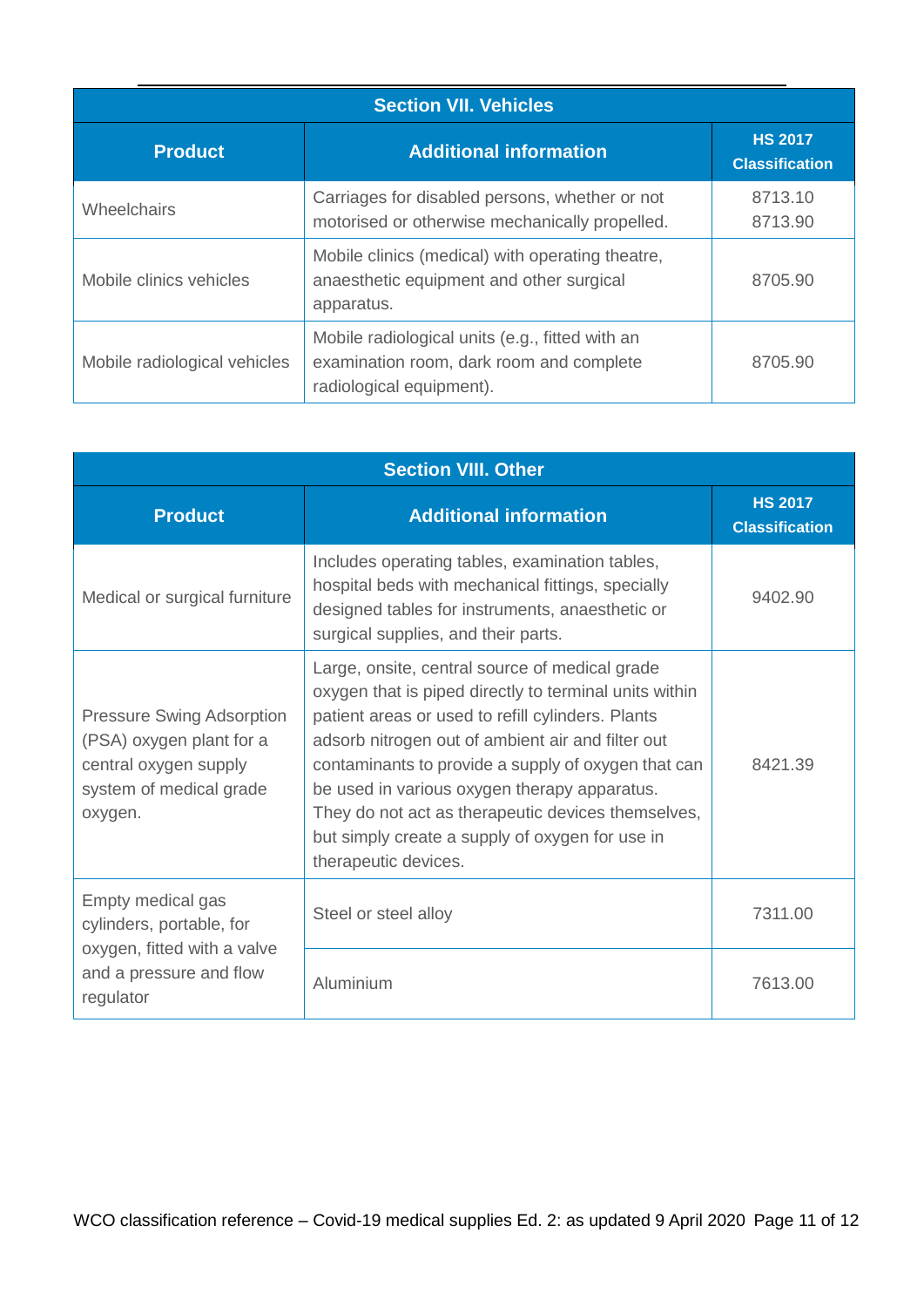| Section VII. Vehicles | | |
|---|---|---|
| **Product** | **Additional information** | **HS 2017 Classification** |
| Wheelchairs | Carriages for disabled persons, whether or not motorised or otherwise mechanically propelled. | 8713.10<br>8713.90 |
| Mobile clinics vehicles | Mobile clinics (medical) with operating theatre, anaesthetic equipment and other surgical apparatus. | 8705.90 |
| Mobile radiological vehicles | Mobile radiological units (e.g., fitted with an examination room, dark room and complete radiological equipment). | 8705.90 |

| Section VIII. Other | | |
|---|---|---|
| **Product** | **Additional information** | **HS 2017 Classification** |
| Medical or surgical furniture | Includes operating tables, examination tables, hospital beds with mechanical fittings, specially designed tables for instruments, anaesthetic or surgical supplies, and their parts. | 9402.90 |
| Pressure Swing Adsorption (PSA) oxygen plant for a central oxygen supply system of medical grade oxygen. | Large, onsite, central source of medical grade oxygen that is piped directly to terminal units within patient areas or used to refill cylinders. Plants adsorb nitrogen out of ambient air and filter out contaminants to provide a supply of oxygen that can be used in various oxygen therapy apparatus. They do not act as therapeutic devices themselves, but simply create a supply of oxygen for use in therapeutic devices. | 8421.39 |
| Empty medical gas cylinders, portable, for oxygen, fitted with a valve and a pressure and flow regulator | Steel or steel alloy | 7311.00 |
| | Aluminium | 7613.00 |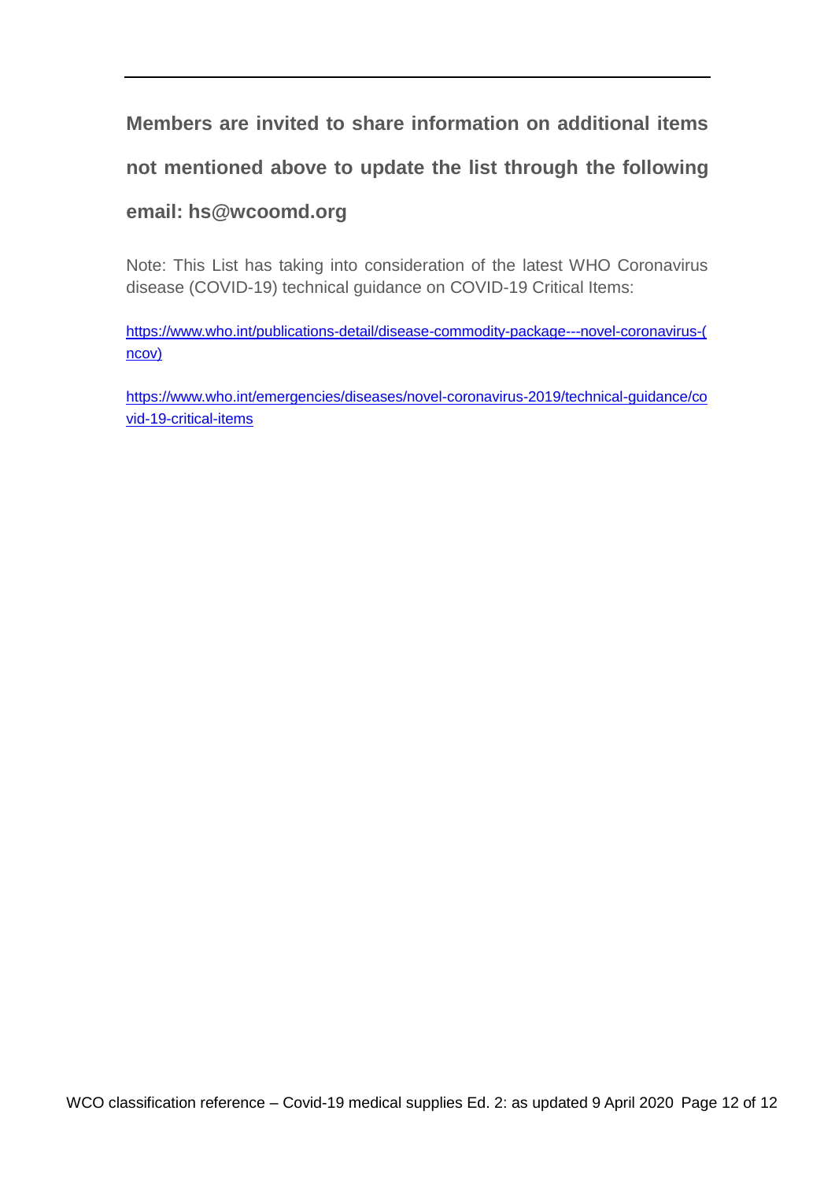---

**Members are invited to share information on additional items not mentioned above to update the list through the following email: hs@wcoomd.org**

Note: This List has taking into consideration of the latest WHO Coronavirus disease (COVID-19) technical guidance on COVID-19 Critical Items:

https://www.who.int/publications-detail/disease-commodity-package---novel-coronavirus-(ncov)

https://www.who.int/emergencies/diseases/novel-coronavirus-2019/technical-guidance/covid-19-critical-items